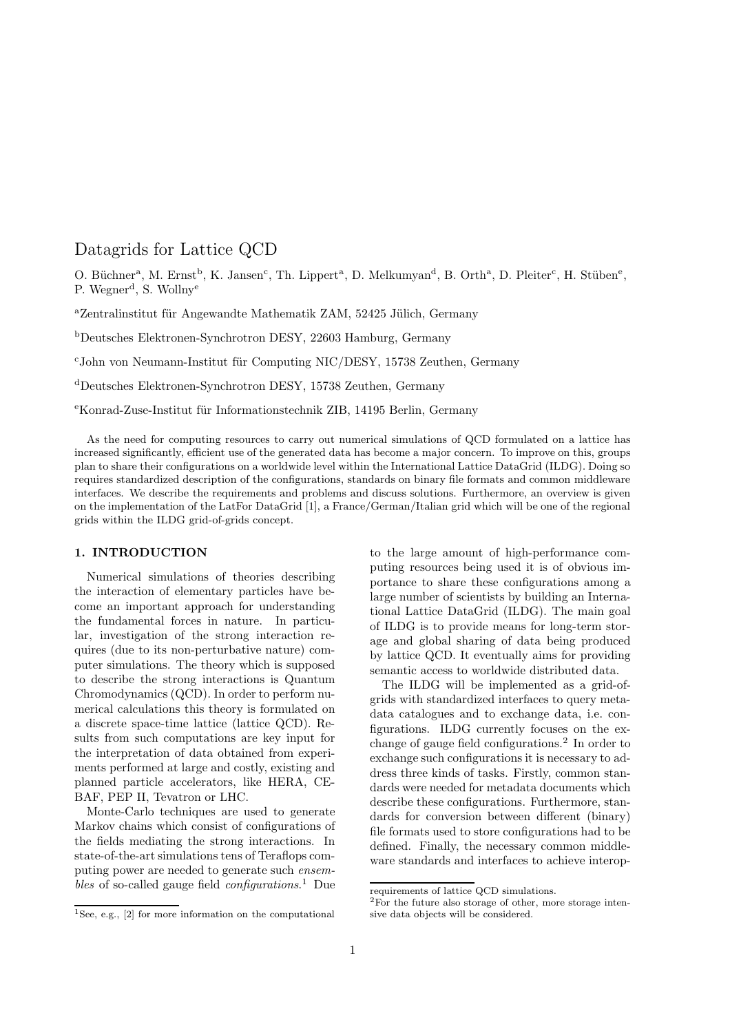# Datagrids for Lattice QCD

O. Büchner[a], M. Ernst[b], K. Jansen[c], Th. Lippert[a], D. Melkumyan[d], B. Orth[a], D. Pleiter[c], H. Stüben[e], P. Wegner[d], S. Wollny[e]

[a]Zentralinstitut für Angewandte Mathematik ZAM, 52425 Jülich, Germany

[b]Deutsches Elektronen-Synchrotron DESY, 22603 Hamburg, Germany

[c]John von Neumann-Institut für Computing NIC/DESY, 15738 Zeuthen, Germany

[d]Deutsches Elektronen-Synchrotron DESY, 15738 Zeuthen, Germany

[e]Konrad-Zuse-Institut für Informationstechnik ZIB, 14195 Berlin, Germany

As the need for computing resources to carry out numerical simulations of QCD formulated on a lattice has increased significantly, efficient use of the generated data has become a major concern. To improve on this, groups plan to share their configurations on a worldwide level within the International Lattice DataGrid (ILDG). Doing so requires standardized description of the configurations, standards on binary file formats and common middleware interfaces. We describe the requirements and problems and discuss solutions. Furthermore, an overview is given on the implementation of the LatFor DataGrid [1], a France/German/Italian grid which will be one of the regional grids within the ILDG grid-of-grids concept.

## 1. INTRODUCTION

Numerical simulations of theories describing the interaction of elementary particles have become an important approach for understanding the fundamental forces in nature. In particular, investigation of the strong interaction requires (due to its non-perturbative nature) computer simulations. The theory which is supposed to describe the strong interactions is Quantum Chromodynamics (QCD). In order to perform numerical calculations this theory is formulated on a discrete space-time lattice (lattice QCD). Results from such computations are key input for the interpretation of data obtained from experiments performed at large and costly, existing and planned particle accelerators, like HERA, CEBAF, PEP II, Tevatron or LHC.

Monte-Carlo techniques are used to generate Markov chains which consist of configurations of the fields mediating the strong interactions. In state-of-the-art simulations tens of Teraflops computing power are needed to generate such *ensembles* of so-called gauge field *configurations*.[1] Due to the large amount of high-performance computing resources being used it is of obvious importance to share these configurations among a large number of scientists by building an International Lattice DataGrid (ILDG). The main goal of ILDG is to provide means for long-term storage and global sharing of data being produced by lattice QCD. It eventually aims for providing semantic access to worldwide distributed data.

The ILDG will be implemented as a grid-of-grids with standardized interfaces to query metadata catalogues and to exchange data, i.e. configurations. ILDG currently focuses on the exchange of gauge field configurations.[2] In order to exchange such configurations it is necessary to address three kinds of tasks. Firstly, common standards were needed for metadata documents which describe these configurations. Furthermore, standards for conversion between different (binary) file formats used to store configurations had to be defined. Finally, the necessary common middleware standards and interfaces to achieve interop-

[1]See, e.g., [2] for more information on the computational requirements of lattice QCD simulations.

[2]For the future also storage of other, more storage intensive data objects will be considered.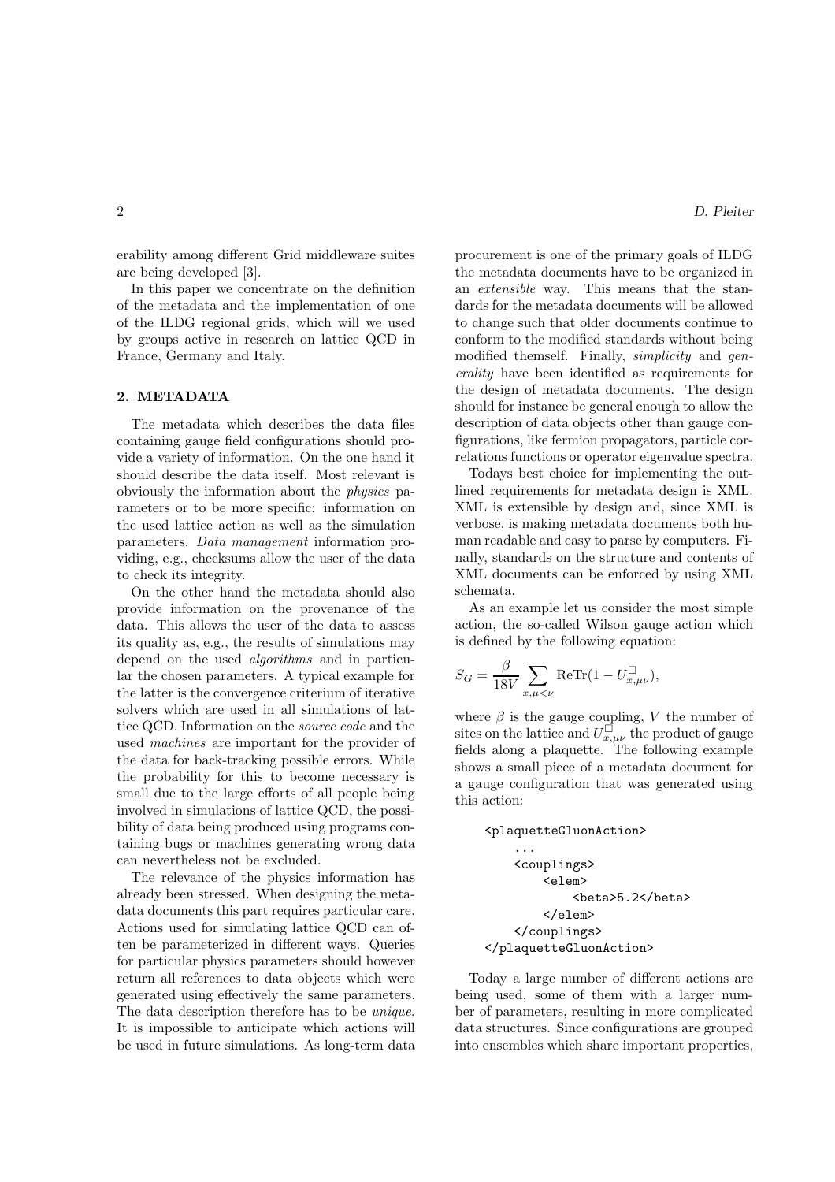erability among different Grid middleware suites are being developed [3].

In this paper we concentrate on the definition of the metadata and the implementation of one of the ILDG regional grids, which will we used by groups active in research on lattice QCD in France, Germany and Italy.

## 2. METADATA

The metadata which describes the data files containing gauge field configurations should provide a variety of information. On the one hand it should describe the data itself. Most relevant is obviously the information about the *physics* parameters or to be more specific: information on the used lattice action as well as the simulation parameters. *Data management* information providing, e.g., checksums allow the user of the data to check its integrity.

On the other hand the metadata should also provide information on the provenance of the data. This allows the user of the data to assess its quality as, e.g., the results of simulations may depend on the used *algorithms* and in particular the chosen parameters. A typical example for the latter is the convergence criterium of iterative solvers which are used in all simulations of lattice QCD. Information on the *source code* and the used *machines* are important for the provider of the data for back-tracking possible errors. While the probability for this to become necessary is small due to the large efforts of all people being involved in simulations of lattice QCD, the possibility of data being produced using programs containing bugs or machines generating wrong data can nevertheless not be excluded.

The relevance of the physics information has already been stressed. When designing the metadata documents this part requires particular care. Actions used for simulating lattice QCD can often be parameterized in different ways. Queries for particular physics parameters should however return all references to data objects which were generated using effectively the same parameters. The data description therefore has to be *unique*. It is impossible to anticipate which actions will be used in future simulations. As long-term data procurement is one of the primary goals of ILDG the metadata documents have to be organized in an *extensible* way. This means that the standards for the metadata documents will be allowed to change such that older documents continue to conform to the modified standards without being modified themself. Finally, *simplicity* and *generality* have been identified as requirements for the design of metadata documents. The design should for instance be general enough to allow the description of data objects other than gauge configurations, like fermion propagators, particle correlations functions or operator eigenvalue spectra.

Todays best choice for implementing the outlined requirements for metadata design is XML. XML is extensible by design and, since XML is verbose, is making metadata documents both human readable and easy to parse by computers. Finally, standards on the structure and contents of XML documents can be enforced by using XML schemata.

As an example let us consider the most simple action, the so-called Wilson gauge action which is defined by the following equation:

$$S_G = \frac{\beta}{18V} \sum_{x,\mu<\nu} \mathrm{ReTr}(1 - U^{\square}_{x,\mu\nu}),$$

where $\beta$ is the gauge coupling, $V$ the number of sites on the lattice and $U^{\square}_{x,\mu\nu}$ the product of gauge fields along a plaquette. The following example shows a small piece of a metadata document for a gauge configuration that was generated using this action:

```
<plaquetteGluonAction>
    ...
    <couplings>
        <elem>
            <beta>5.2</beta>
        </elem>
    </couplings>
</plaquetteGluonAction>
```

Today a large number of different actions are being used, some of them with a larger number of parameters, resulting in more complicated data structures. Since configurations are grouped into ensembles which share important properties,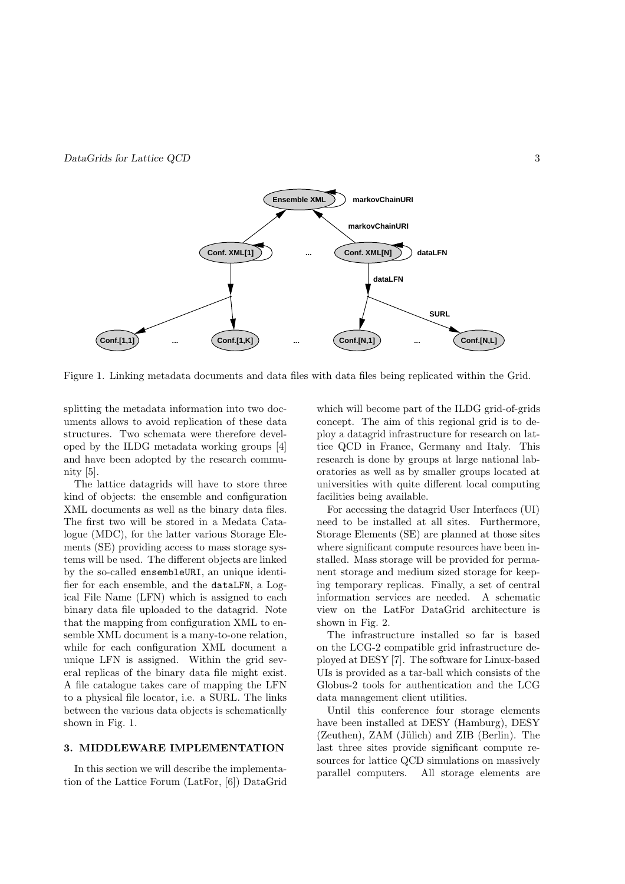Figure 1. Linking metadata documents and data files with data files being replicated within the Grid.

splitting the metadata information into two documents allows to avoid replication of these data structures. Two schemata were therefore developed by the ILDG metadata working groups [4] and have been adopted by the research community [5].

The lattice datagrids will have to store three kind of objects: the ensemble and configuration XML documents as well as the binary data files. The first two will be stored in a Medata Catalogue (MDC), for the latter various Storage Elements (SE) providing access to mass storage systems will be used. The different objects are linked by the so-called `ensembleURI`, an unique identifier for each ensemble, and the `dataLFN`, a Logical File Name (LFN) which is assigned to each binary data file uploaded to the datagrid. Note that the mapping from configuration XML to ensemble XML document is a many-to-one relation, while for each configuration XML document a unique LFN is assigned. Within the grid several replicas of the binary data file might exist. A file catalogue takes care of mapping the LFN to a physical file locator, i.e. a SURL. The links between the various data objects is schematically shown in Fig. 1.

## 3. MIDDLEWARE IMPLEMENTATION

In this section we will describe the implementation of the Lattice Forum (LatFor, [6]) DataGrid which will become part of the ILDG grid-of-grids concept. The aim of this regional grid is to deploy a datagrid infrastructure for research on lattice QCD in France, Germany and Italy. This research is done by groups at large national laboratories as well as by smaller groups located at universities with quite different local computing facilities being available.

For accessing the datagrid User Interfaces (UI) need to be installed at all sites. Furthermore, Storage Elements (SE) are planned at those sites where significant compute resources have been installed. Mass storage will be provided for permanent storage and medium sized storage for keeping temporary replicas. Finally, a set of central information services are needed. A schematic view on the LatFor DataGrid architecture is shown in Fig. 2.

The infrastructure installed so far is based on the LCG-2 compatible grid infrastructure deployed at DESY [7]. The software for Linux-based UIs is provided as a tar-ball which consists of the Globus-2 tools for authentication and the LCG data management client utilities.

Until this conference four storage elements have been installed at DESY (Hamburg), DESY (Zeuthen), ZAM (Jülich) and ZIB (Berlin). The last three sites provide significant compute resources for lattice QCD simulations on massively parallel computers. All storage elements are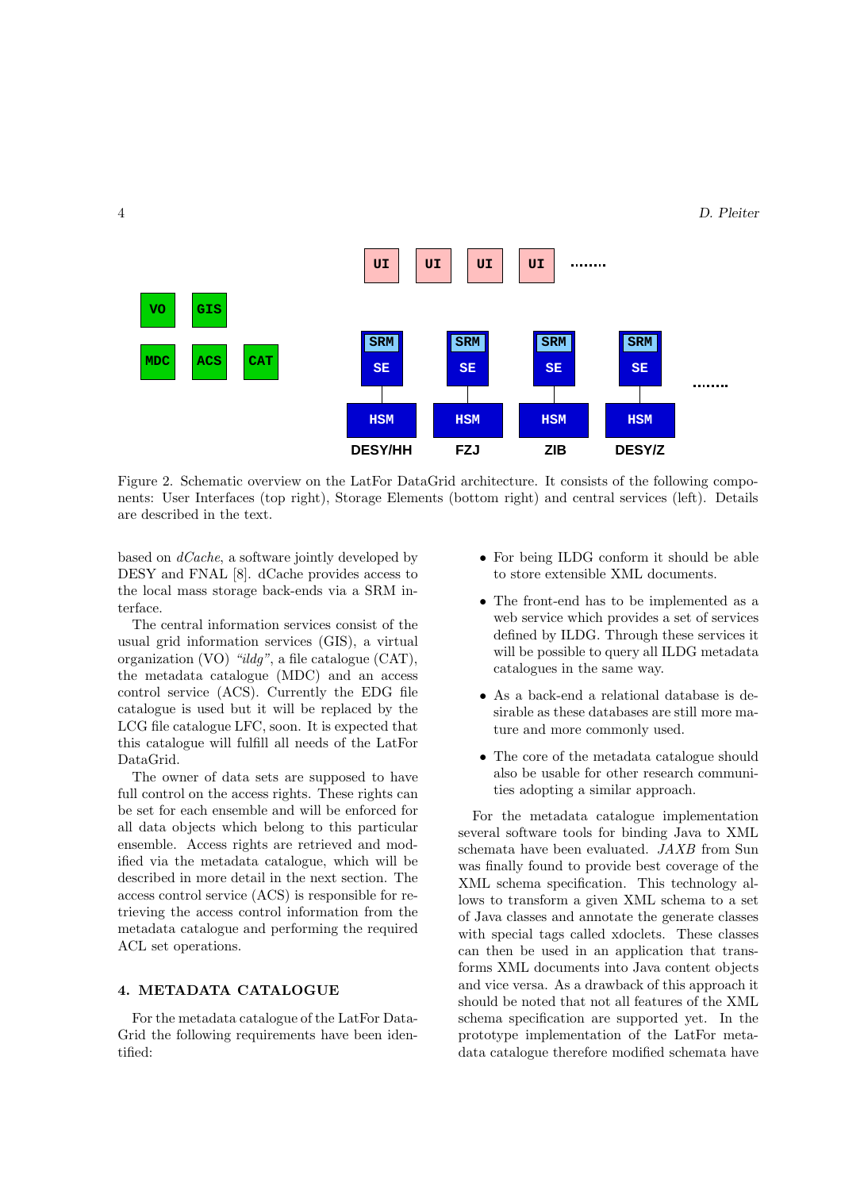Figure 2. Schematic overview on the LatFor DataGrid architecture. It consists of the following components: User Interfaces (top right), Storage Elements (bottom right) and central services (left). Details are described in the text.

based on *dCache*, a software jointly developed by DESY and FNAL [8]. dCache provides access to the local mass storage back-ends via a SRM interface.

The central information services consist of the usual grid information services (GIS), a virtual organization (VO) *"ildg"*, a file catalogue (CAT), the metadata catalogue (MDC) and an access control service (ACS). Currently the EDG file catalogue is used but it will be replaced by the LCG file catalogue LFC, soon. It is expected that this catalogue will fulfill all needs of the LatFor DataGrid.

The owner of data sets are supposed to have full control on the access rights. These rights can be set for each ensemble and will be enforced for all data objects which belong to this particular ensemble. Access rights are retrieved and modified via the metadata catalogue, which will be described in more detail in the next section. The access control service (ACS) is responsible for retrieving the access control information from the metadata catalogue and performing the required ACL set operations.

## 4. METADATA CATALOGUE

For the metadata catalogue of the LatFor DataGrid the following requirements have been identified:

- For being ILDG conform it should be able to store extensible XML documents.
- The front-end has to be implemented as a web service which provides a set of services defined by ILDG. Through these services it will be possible to query all ILDG metadata catalogues in the same way.
- As a back-end a relational database is desirable as these databases are still more mature and more commonly used.
- The core of the metadata catalogue should also be usable for other research communities adopting a similar approach.

For the metadata catalogue implementation several software tools for binding Java to XML schemata have been evaluated. *JAXB* from Sun was finally found to provide best coverage of the XML schema specification. This technology allows to transform a given XML schema to a set of Java classes and annotate the generate classes with special tags called xdoclets. These classes can then be used in an application that transforms XML documents into Java content objects and vice versa. As a drawback of this approach it should be noted that not all features of the XML schema specification are supported yet. In the prototype implementation of the LatFor metadata catalogue therefore modified schemata have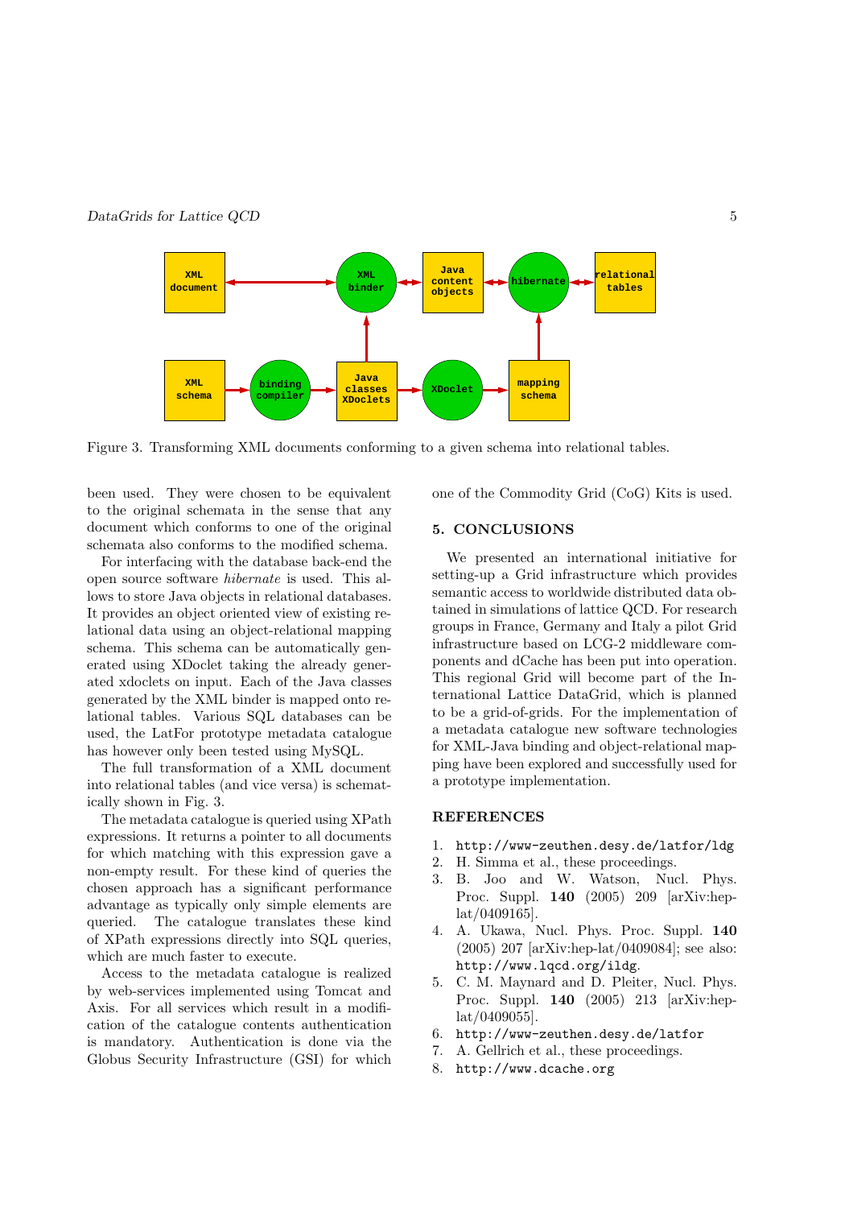XML document

XML binder

Java content objects

hibernate

relational tables

XML schema

binding compiler

Java classes XDoclets

XDoclet

mapping schema

Figure 3. Transforming XML documents conforming to a given schema into relational tables.

been used. They were chosen to be equivalent to the original schemata in the sense that any document which conforms to one of the original schemata also conforms to the modified schema.

For interfacing with the database back-end the open source software *hibernate* is used. This allows to store Java objects in relational databases. It provides an object oriented view of existing relational data using an object-relational mapping schema. This schema can be automatically generated using XDoclet taking the already generated xdoclets on input. Each of the Java classes generated by the XML binder is mapped onto relational tables. Various SQL databases can be used, the LatFor prototype metadata catalogue has however only been tested using MySQL.

The full transformation of a XML document into relational tables (and vice versa) is schematically shown in Fig. 3.

The metadata catalogue is queried using XPath expressions. It returns a pointer to all documents for which matching with this expression gave a non-empty result. For these kind of queries the chosen approach has a significant performance advantage as typically only simple elements are queried. The catalogue translates these kind of XPath expressions directly into SQL queries, which are much faster to execute.

Access to the metadata catalogue is realized by web-services implemented using Tomcat and Axis. For all services which result in a modification of the catalogue contents authentication is mandatory. Authentication is done via the Globus Security Infrastructure (GSI) for which one of the Commodity Grid (CoG) Kits is used.

## 5. CONCLUSIONS

We presented an international initiative for setting-up a Grid infrastructure which provides semantic access to worldwide distributed data obtained in simulations of lattice QCD. For research groups in France, Germany and Italy a pilot Grid infrastructure based on LCG-2 middleware components and dCache has been put into operation. This regional Grid will become part of the International Lattice DataGrid, which is planned to be a grid-of-grids. For the implementation of a metadata catalogue new software technologies for XML-Java binding and object-relational mapping have been explored and successfully used for a prototype implementation.

## REFERENCES

1. `http://www-zeuthen.desy.de/latfor/ldg`
2. H. Simma et al., these proceedings.
3. B. Joo and W. Watson, Nucl. Phys. Proc. Suppl. **140** (2005) 209 [arXiv:hep-lat/0409165].
4. A. Ukawa, Nucl. Phys. Proc. Suppl. **140** (2005) 207 [arXiv:hep-lat/0409084]; see also: `http://www.lqcd.org/ildg`.
5. C. M. Maynard and D. Pleiter, Nucl. Phys. Proc. Suppl. **140** (2005) 213 [arXiv:hep-lat/0409055].
6. `http://www-zeuthen.desy.de/latfor`
7. A. Gellrich et al., these proceedings.
8. `http://www.dcache.org`